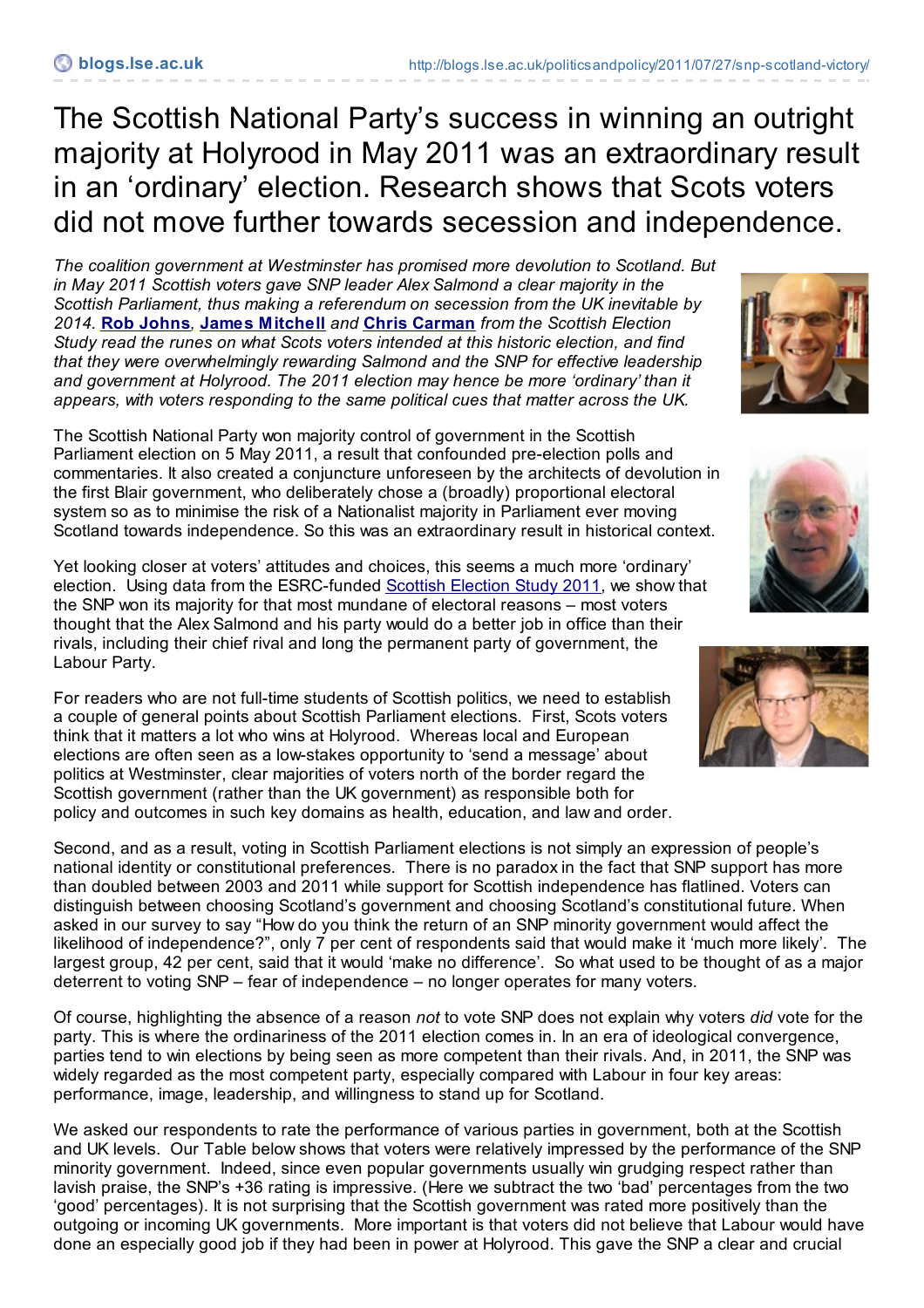# The Scottish National Party's success in winning an outright majority at Holyrood in May 2011 was an extraordinary result in an 'ordinary' election. Research shows that Scots voters did not move further towards secession and independence.

*The coalition government at Westminster has promised more devolution to Scotland. But in May 2011 Scottish voters gave SNP leader Alex Salmond a clear majority in the Scottish Parliament, thus making a referendum on secession from the UK inevitable by 2014.* **Rob Johns**, **James Mitchell** *and* **Chris Carman** *from the Scottish Election Study read the runes on what Scots voters intended at this historic election, and find that they were overwhelmingly rewarding Salmond and the SNP for effective leadership and government at Holyrood. The 2011 election may hence be more 'ordinary' than it appears, with voters responding to the same political cues that matter across the UK.*

The Scottish National Party won majority control of government in the Scottish Parliament election on 5 May 2011, a result that confounded pre-election polls and commentaries. It also created a conjuncture unforeseen by the architects of devolution in the first Blair government, who deliberately chose a (broadly) proportional electoral system so as to minimise the risk of a Nationalist majority in Parliament ever moving Scotland towards independence. So this was an extraordinary result in historical context.

Yet looking closer at voters' attitudes and choices, this seems a much more 'ordinary' election. Using data from the ESRC-funded Scottish Election Study 2011, we show that the SNP won its majority for that most mundane of electoral reasons – most voters thought that the Alex Salmond and his party would do a better job in office than their rivals, including their chief rival and long the permanent party of government, the Labour Party.

For readers who are not full-time students of Scottish politics, we need to establish a couple of general points about Scottish Parliament elections. First, Scots voters think that it matters a lot who wins at Holyrood. Whereas local and European elections are often seen as a low-stakes opportunity to 'send a message' about politics at Westminster, clear majorities of voters north of the border regard the Scottish government (rather than the UK government) as responsible both for policy and outcomes in such key domains as health, education, and law and order.

Second, and as a result, voting in Scottish Parliament elections is not simply an expression of people's national identity or constitutional preferences. There is no paradox in the fact that SNP support has more than doubled between 2003 and 2011 while support for Scottish independence has flatlined. Voters can distinguish between choosing Scotland's government and choosing Scotland's constitutional future. When asked in our survey to say "How do you think the return of an SNP minority government would affect the likelihood of independence?", only 7 per cent of respondents said that would make it 'much more likely'. The largest group, 42 per cent, said that it would 'make no difference'. So what used to be thought of as a major deterrent to voting SNP – fear of independence – no longer operates for many voters.

Of course, highlighting the absence of a reason *not* to vote SNP does not explain why voters *did* vote for the party. This is where the ordinariness of the 2011 election comes in. In an era of ideological convergence, parties tend to win elections by being seen as more competent than their rivals. And, in 2011, the SNP was widely regarded as the most competent party, especially compared with Labour in four key areas: performance, image, leadership, and willingness to stand up for Scotland.

We asked our respondents to rate the performance of various parties in government, both at the Scottish and UK levels. Our Table below shows that voters were relatively impressed by the performance of the SNP minority government. Indeed, since even popular governments usually win grudging respect rather than lavish praise, the SNP's +36 rating is impressive. (Here we subtract the two 'bad' percentages from the two 'good' percentages). It is not surprising that the Scottish government was rated more positively than the outgoing or incoming UK governments. More important is that voters did not believe that Labour would have done an especially good job if they had been in power at Holyrood. This gave the SNP a clear and crucial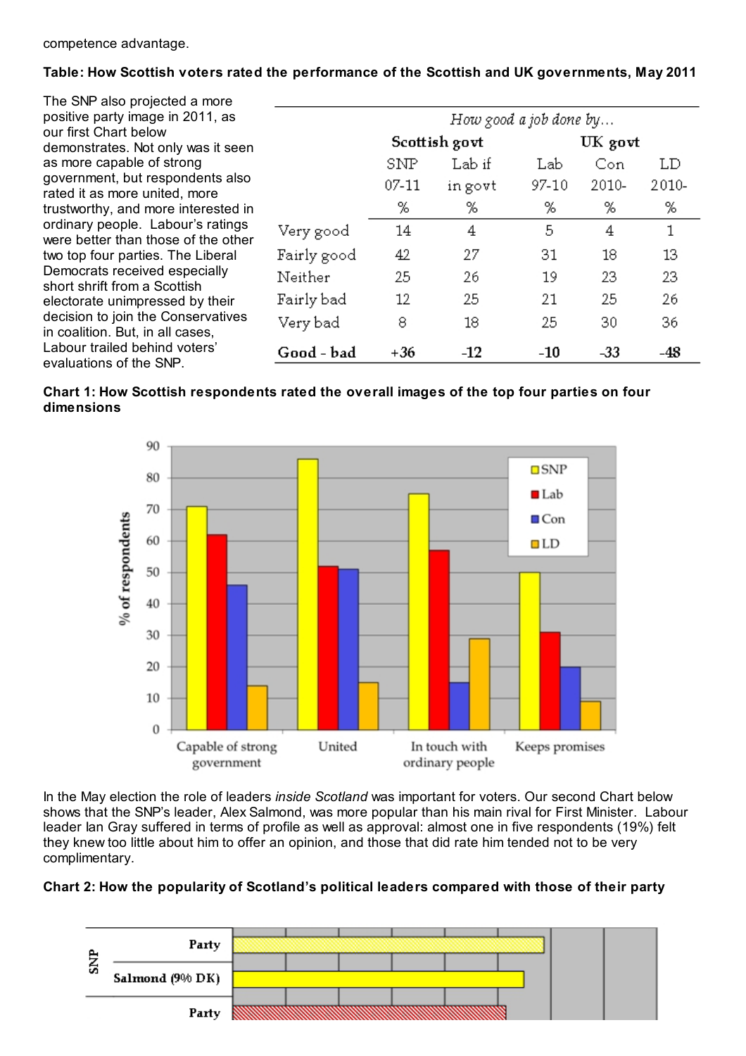competence advantage.

**Table: How Scottish voters rated the performance of the Scottish and UK governments, May 2011**

| | *How good a job done by…* | | | | |
|---|---|---|---|---|---|
| | **Scottish govt** | | **UK govt** | | |
| | SNP 07-11 | Lab if in govt | Lab 97-10 | Con 2010- | LD 2010- |
| | % | % | % | % | % |
| Very good | 14 | 4 | 5 | 4 | 1 |
| Fairly good | 42 | 27 | 31 | 18 | 13 |
| Neither | 25 | 26 | 19 | 23 | 23 |
| Fairly bad | 12 | 25 | 21 | 25 | 26 |
| Very bad | 8 | 18 | 25 | 30 | 36 |
| **Good - bad** | +36 | -12 | -10 | -33 | -48 |

The SNP also projected a more positive party image in 2011, as our first Chart below demonstrates. Not only was it seen as more capable of strong government, but respondents also rated it as more united, more trustworthy, and more interested in ordinary people. Labour's ratings were better than those of the other two top four parties. The Liberal Democrats received especially short shrift from a Scottish electorate unimpressed by their decision to join the Conservatives in coalition. But, in all cases, Labour trailed behind voters' evaluations of the SNP.

**Chart 1: How Scottish respondents rated the overall images of the top four parties on four dimensions**

| % of respondents | SNP | Lab | Con | LD |
|---|---|---|---|---|
| Capable of strong government | 71 | 62 | 46 | 14 |
| United | 86 | 52 | 51 | 15 |
| In touch with ordinary people | 75 | 57 | 15 | 29 |
| Keeps promises | 50 | 31 | 20 | 9 |

In the May election the role of leaders *inside Scotland* was important for voters. Our second Chart below shows that the SNP's leader, Alex Salmond, was more popular than his main rival for First Minister. Labour leader Ian Gray suffered in terms of profile as well as approval: almost one in five respondents (19%) felt they knew too little about him to offer an opinion, and those that did rate him tended not to be very complimentary.

**Chart 2: How the popularity of Scotland's political leaders compared with those of their party**

SNP: Party; Salmond (9% DK)

Party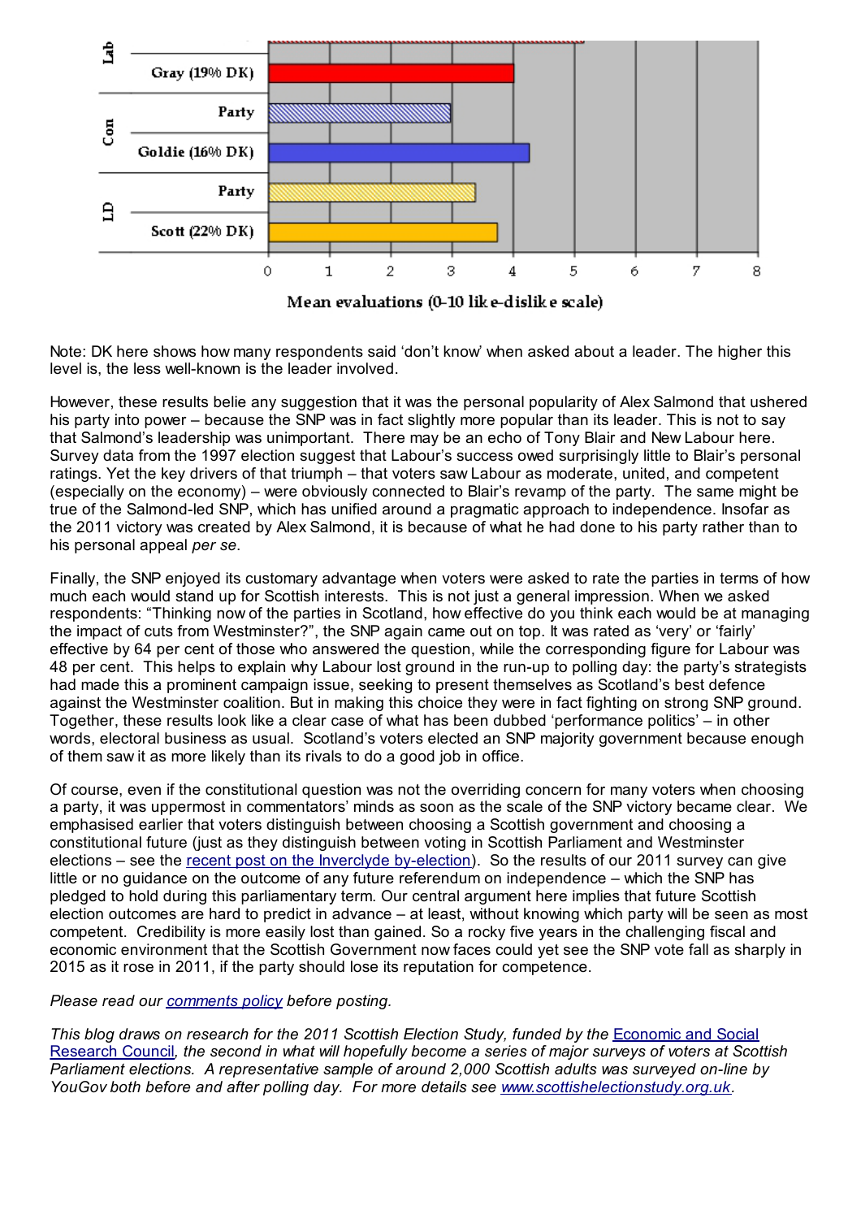Lab

Gray (19% DK)

Con

Party

Goldie (16% DK)

LD

Party

Scott (22% DK)

0 1 2 3 4 5 6 7 8

Mean evaluations (0-10 like-dislike scale)

Note: DK here shows how many respondents said 'don't know' when asked about a leader. The higher this level is, the less well-known is the leader involved.

However, these results belie any suggestion that it was the personal popularity of Alex Salmond that ushered his party into power – because the SNP was in fact slightly more popular than its leader. This is not to say that Salmond's leadership was unimportant. There may be an echo of Tony Blair and New Labour here. Survey data from the 1997 election suggest that Labour's success owed surprisingly little to Blair's personal ratings. Yet the key drivers of that triumph – that voters saw Labour as moderate, united, and competent (especially on the economy) – were obviously connected to Blair's revamp of the party. The same might be true of the Salmond-led SNP, which has unified around a pragmatic approach to independence. Insofar as the 2011 victory was created by Alex Salmond, it is because of what he had done to his party rather than to his personal appeal *per se*.

Finally, the SNP enjoyed its customary advantage when voters were asked to rate the parties in terms of how much each would stand up for Scottish interests. This is not just a general impression. When we asked respondents: "Thinking now of the parties in Scotland, how effective do you think each would be at managing the impact of cuts from Westminster?", the SNP again came out on top. It was rated as 'very' or 'fairly' effective by 64 per cent of those who answered the question, while the corresponding figure for Labour was 48 per cent. This helps to explain why Labour lost ground in the run-up to polling day: the party's strategists had made this a prominent campaign issue, seeking to present themselves as Scotland's best defence against the Westminster coalition. But in making this choice they were in fact fighting on strong SNP ground. Together, these results look like a clear case of what has been dubbed 'performance politics' – in other words, electoral business as usual. Scotland's voters elected an SNP majority government because enough of them saw it as more likely than its rivals to do a good job in office.

Of course, even if the constitutional question was not the overriding concern for many voters when choosing a party, it was uppermost in commentators' minds as soon as the scale of the SNP victory became clear. We emphasised earlier that voters distinguish between choosing a Scottish government and choosing a constitutional future (just as they distinguish between voting in Scottish Parliament and Westminster elections – see the [recent post on the Inverclyde by-election](recent post on the Inverclyde by-election)). So the results of our 2011 survey can give little or no guidance on the outcome of any future referendum on independence – which the SNP has pledged to hold during this parliamentary term. Our central argument here implies that future Scottish election outcomes are hard to predict in advance – at least, without knowing which party will be seen as most competent. Credibility is more easily lost than gained. So a rocky five years in the challenging fiscal and economic environment that the Scottish Government now faces could yet see the SNP vote fall as sharply in 2015 as it rose in 2011, if the party should lose its reputation for competence.

*Please read our comments policy before posting.*

*This blog draws on research for the 2011 Scottish Election Study, funded by the Economic and Social Research Council, the second in what will hopefully become a series of major surveys of voters at Scottish Parliament elections. A representative sample of around 2,000 Scottish adults was surveyed on-line by YouGov both before and after polling day. For more details see www.scottishelectionstudy.org.uk.*